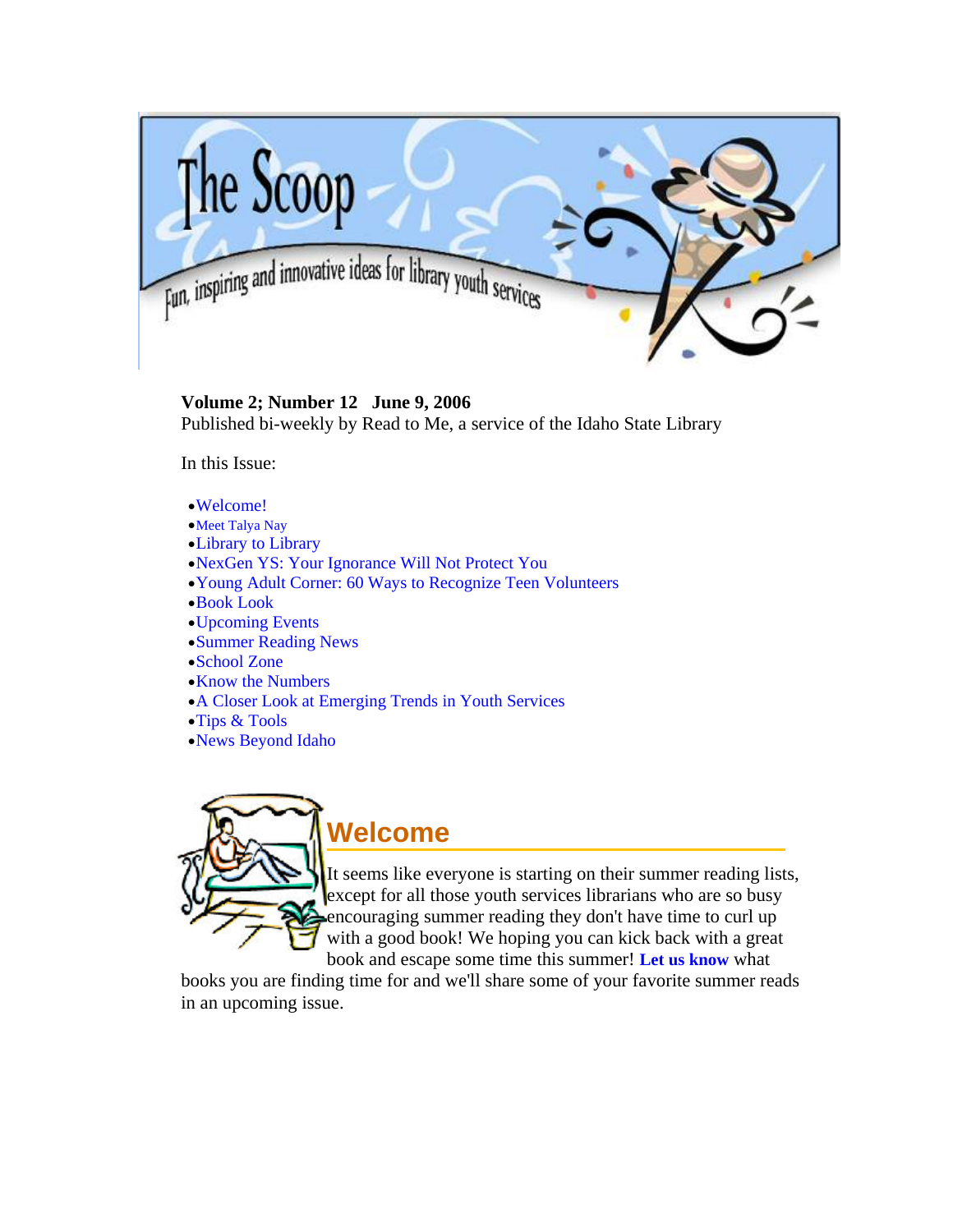# The Scoop

Fun, inspiring and innovative ideas for library youth services

**Volume 2; Number 12   June 9, 2006**
Published bi-weekly by Read to Me, a service of the Idaho State Library

In this Issue:

- Welcome!
- Meet Talya Nay
- Library to Library
- NexGen YS: Your Ignorance Will Not Protect You
- Young Adult Corner: 60 Ways to Recognize Teen Volunteers
- Book Look
- Upcoming Events
- Summer Reading News
- School Zone
- Know the Numbers
- A Closer Look at Emerging Trends in Youth Services
- Tips & Tools
- News Beyond Idaho

## Welcome

It seems like everyone is starting on their summer reading lists, except for all those youth services librarians who are so busy encouraging summer reading they don't have time to curl up with a good book! We hoping you can kick back with a great book and escape some time this summer! **Let us know** what books you are finding time for and we'll share some of your favorite summer reads in an upcoming issue.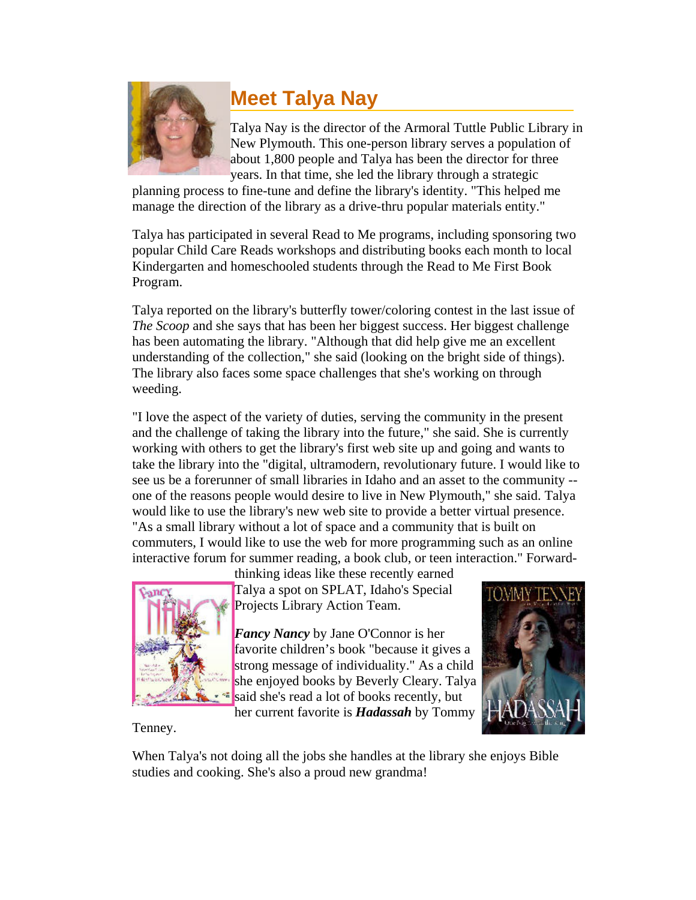## Meet Talya Nay

Talya Nay is the director of the Armoral Tuttle Public Library in New Plymouth. This one-person library serves a population of about 1,800 people and Talya has been the director for three years. In that time, she led the library through a strategic planning process to fine-tune and define the library's identity. "This helped me manage the direction of the library as a drive-thru popular materials entity."

Talya has participated in several Read to Me programs, including sponsoring two popular Child Care Reads workshops and distributing books each month to local Kindergarten and homeschooled students through the Read to Me First Book Program.

Talya reported on the library's butterfly tower/coloring contest in the last issue of *The Scoop* and she says that has been her biggest success. Her biggest challenge has been automating the library. "Although that did help give me an excellent understanding of the collection," she said (looking on the bright side of things). The library also faces some space challenges that she's working on through weeding.

"I love the aspect of the variety of duties, serving the community in the present and the challenge of taking the library into the future," she said. She is currently working with others to get the library's first web site up and going and wants to take the library into the "digital, ultramodern, revolutionary future. I would like to see us be a forerunner of small libraries in Idaho and an asset to the community -- one of the reasons people would desire to live in New Plymouth," she said. Talya would like to use the library's new web site to provide a better virtual presence. "As a small library without a lot of space and a community that is built on commuters, I would like to use the web for more programming such as an online interactive forum for summer reading, a book club, or teen interaction." Forward-thinking ideas like these recently earned Talya a spot on SPLAT, Idaho's Special Projects Library Action Team.

***Fancy Nancy*** by Jane O'Connor is her favorite children's book "because it gives a strong message of individuality." As a child she enjoyed books by Beverly Cleary. Talya said she's read a lot of books recently, but her current favorite is ***Hadassah*** by Tommy Tenney.

When Talya's not doing all the jobs she handles at the library she enjoys Bible studies and cooking. She's also a proud new grandma!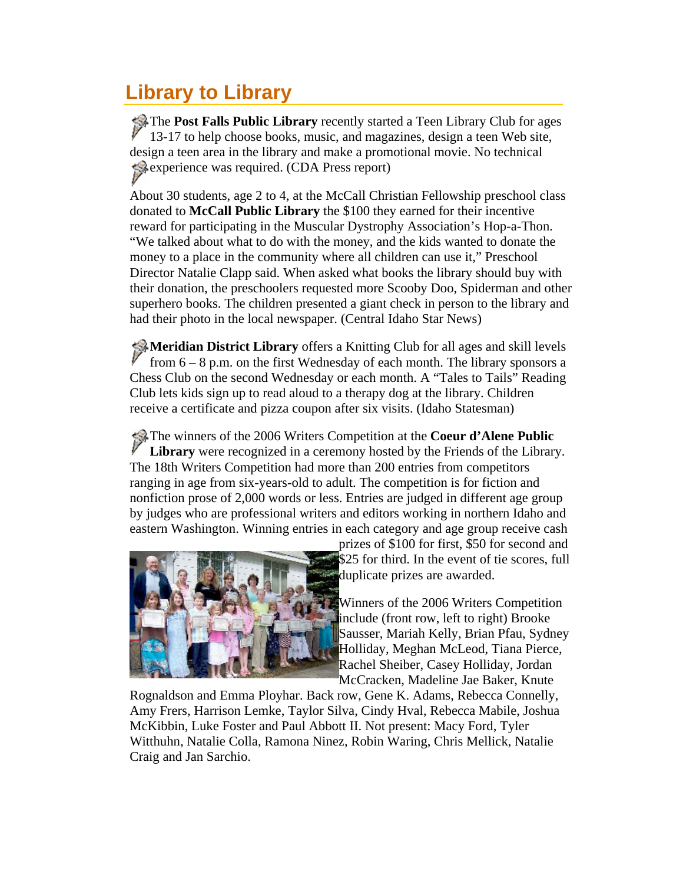## Library to Library

The **Post Falls Public Library** recently started a Teen Library Club for ages 13-17 to help choose books, music, and magazines, design a teen Web site, design a teen area in the library and make a promotional movie. No technical experience was required. (CDA Press report)

About 30 students, age 2 to 4, at the McCall Christian Fellowship preschool class donated to **McCall Public Library** the $100 they earned for their incentive reward for participating in the Muscular Dystrophy Association's Hop-a-Thon. "We talked about what to do with the money, and the kids wanted to donate the money to a place in the community where all children can use it," Preschool Director Natalie Clapp said. When asked what books the library should buy with their donation, the preschoolers requested more Scooby Doo, Spiderman and other superhero books. The children presented a giant check in person to the library and had their photo in the local newspaper. (Central Idaho Star News)

**Meridian District Library** offers a Knitting Club for all ages and skill levels from 6 – 8 p.m. on the first Wednesday of each month. The library sponsors a Chess Club on the second Wednesday or each month. A "Tales to Tails" Reading Club lets kids sign up to read aloud to a therapy dog at the library. Children receive a certificate and pizza coupon after six visits. (Idaho Statesman)

The winners of the 2006 Writers Competition at the **Coeur d'Alene Public Library** were recognized in a ceremony hosted by the Friends of the Library. The 18th Writers Competition had more than 200 entries from competitors ranging in age from six-years-old to adult. The competition is for fiction and nonfiction prose of 2,000 words or less. Entries are judged in different age group by judges who are professional writers and editors working in northern Idaho and eastern Washington. Winning entries in each category and age group receive cash prizes of $100 for first, $50 for second and $25 for third. In the event of tie scores, full duplicate prizes are awarded.

Winners of the 2006 Writers Competition include (front row, left to right) Brooke Sausser, Mariah Kelly, Brian Pfau, Sydney Holliday, Meghan McLeod, Tiana Pierce, Rachel Sheiber, Casey Holliday, Jordan McCracken, Madeline Jae Baker, Knute Rognaldson and Emma Ployhar. Back row, Gene K. Adams, Rebecca Connelly, Amy Frers, Harrison Lemke, Taylor Silva, Cindy Hval, Rebecca Mabile, Joshua McKibbin, Luke Foster and Paul Abbott II. Not present: Macy Ford, Tyler Witthuhn, Natalie Colla, Ramona Ninez, Robin Waring, Chris Mellick, Natalie Craig and Jan Sarchio.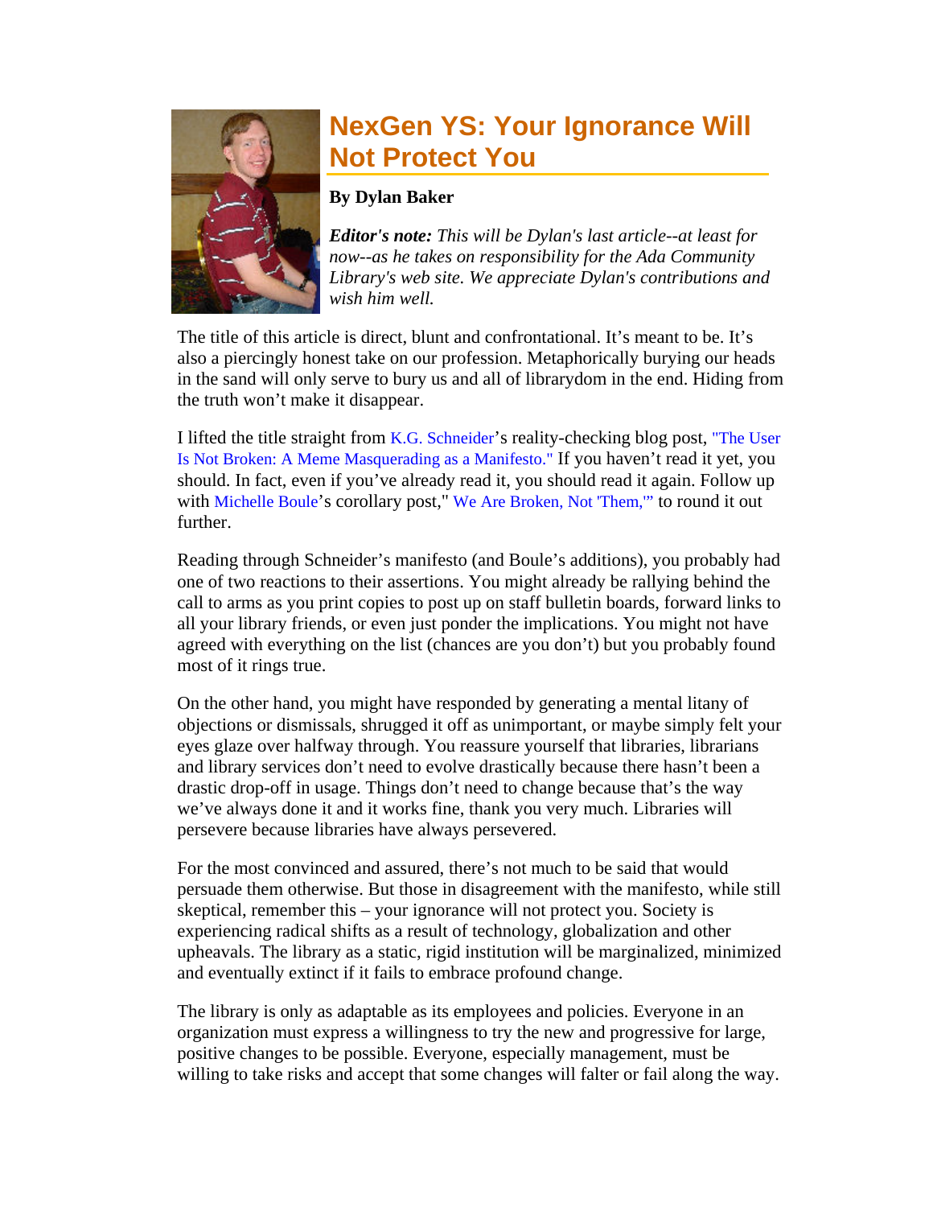# NexGen YS: Your Ignorance Will Not Protect You

**By Dylan Baker**

***Editor's note:*** *This will be Dylan's last article--at least for now--as he takes on responsibility for the Ada Community Library's web site. We appreciate Dylan's contributions and wish him well.*

The title of this article is direct, blunt and confrontational. It's meant to be. It's also a piercingly honest take on our profession. Metaphorically burying our heads in the sand will only serve to bury us and all of librarydom in the end. Hiding from the truth won't make it disappear.

I lifted the title straight from K.G. Schneider's reality-checking blog post, "The User Is Not Broken: A Meme Masquerading as a Manifesto." If you haven't read it yet, you should. In fact, even if you've already read it, you should read it again. Follow up with Michelle Boule's corollary post," We Are Broken, Not 'Them,'" to round it out further.

Reading through Schneider's manifesto (and Boule's additions), you probably had one of two reactions to their assertions. You might already be rallying behind the call to arms as you print copies to post up on staff bulletin boards, forward links to all your library friends, or even just ponder the implications. You might not have agreed with everything on the list (chances are you don't) but you probably found most of it rings true.

On the other hand, you might have responded by generating a mental litany of objections or dismissals, shrugged it off as unimportant, or maybe simply felt your eyes glaze over halfway through. You reassure yourself that libraries, librarians and library services don't need to evolve drastically because there hasn't been a drastic drop-off in usage. Things don't need to change because that's the way we've always done it and it works fine, thank you very much. Libraries will persevere because libraries have always persevered.

For the most convinced and assured, there's not much to be said that would persuade them otherwise. But those in disagreement with the manifesto, while still skeptical, remember this – your ignorance will not protect you. Society is experiencing radical shifts as a result of technology, globalization and other upheavals. The library as a static, rigid institution will be marginalized, minimized and eventually extinct if it fails to embrace profound change.

The library is only as adaptable as its employees and policies. Everyone in an organization must express a willingness to try the new and progressive for large, positive changes to be possible. Everyone, especially management, must be willing to take risks and accept that some changes will falter or fail along the way.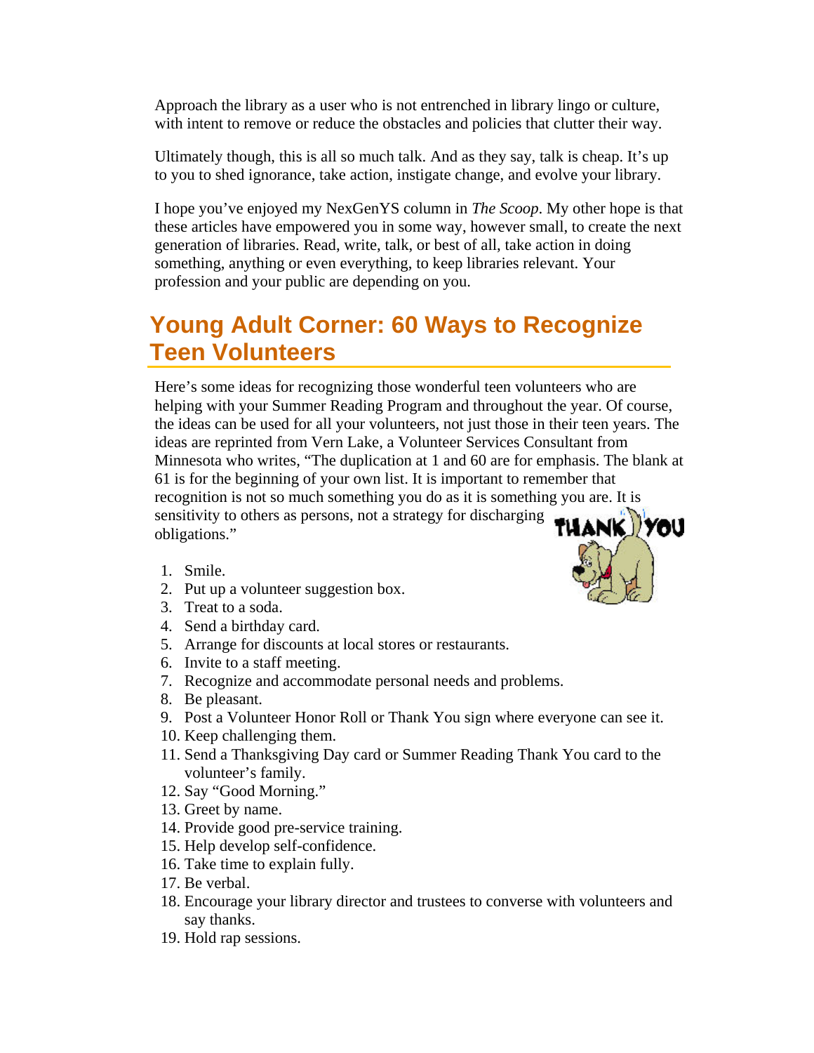Approach the library as a user who is not entrenched in library lingo or culture, with intent to remove or reduce the obstacles and policies that clutter their way.

Ultimately though, this is all so much talk. And as they say, talk is cheap. It's up to you to shed ignorance, take action, instigate change, and evolve your library.

I hope you've enjoyed my NexGenYS column in *The Scoop*. My other hope is that these articles have empowered you in some way, however small, to create the next generation of libraries. Read, write, talk, or best of all, take action in doing something, anything or even everything, to keep libraries relevant. Your profession and your public are depending on you.

## Young Adult Corner: 60 Ways to Recognize Teen Volunteers

Here's some ideas for recognizing those wonderful teen volunteers who are helping with your Summer Reading Program and throughout the year. Of course, the ideas can be used for all your volunteers, not just those in their teen years. The ideas are reprinted from Vern Lake, a Volunteer Services Consultant from Minnesota who writes, "The duplication at 1 and 60 are for emphasis. The blank at 61 is for the beginning of your own list. It is important to remember that recognition is not so much something you do as it is something you are. It is sensitivity to others as persons, not a strategy for discharging obligations."

1. Smile.
2. Put up a volunteer suggestion box.
3. Treat to a soda.
4. Send a birthday card.
5. Arrange for discounts at local stores or restaurants.
6. Invite to a staff meeting.
7. Recognize and accommodate personal needs and problems.
8. Be pleasant.
9. Post a Volunteer Honor Roll or Thank You sign where everyone can see it.
10. Keep challenging them.
11. Send a Thanksgiving Day card or Summer Reading Thank You card to the volunteer's family.
12. Say "Good Morning."
13. Greet by name.
14. Provide good pre-service training.
15. Help develop self-confidence.
16. Take time to explain fully.
17. Be verbal.
18. Encourage your library director and trustees to converse with volunteers and say thanks.
19. Hold rap sessions.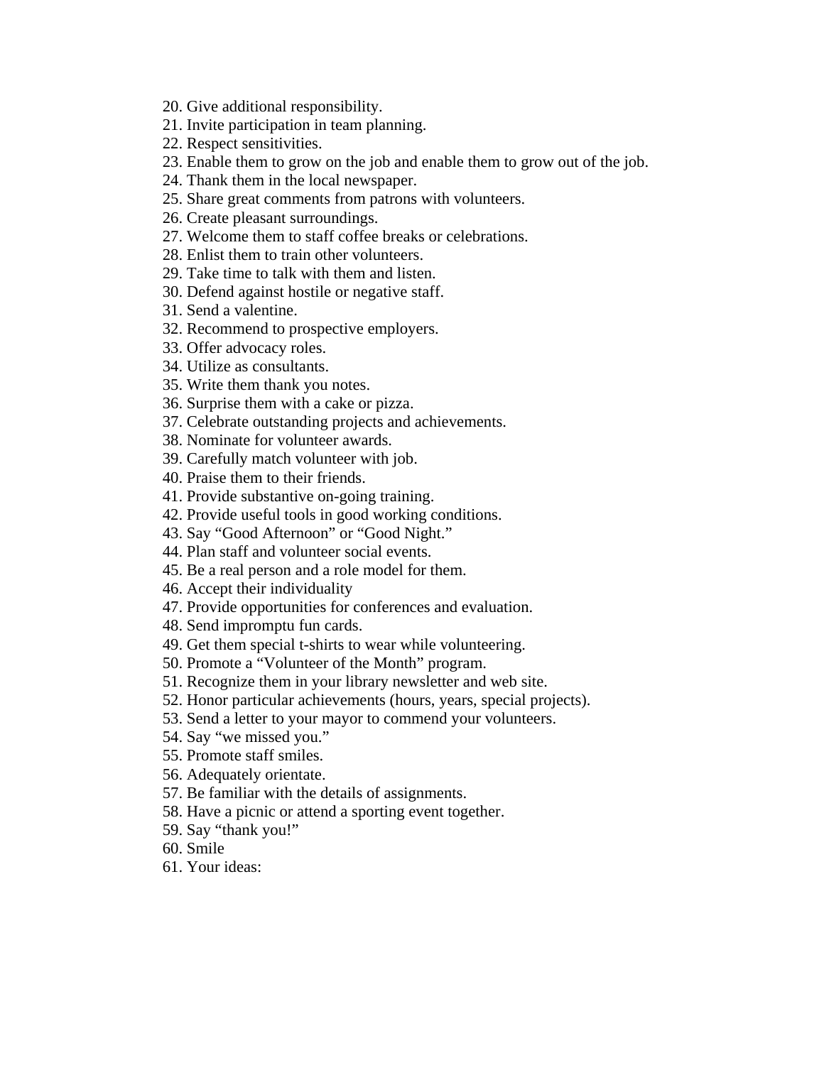20. Give additional responsibility.
21. Invite participation in team planning.
22. Respect sensitivities.
23. Enable them to grow on the job and enable them to grow out of the job.
24. Thank them in the local newspaper.
25. Share great comments from patrons with volunteers.
26. Create pleasant surroundings.
27. Welcome them to staff coffee breaks or celebrations.
28. Enlist them to train other volunteers.
29. Take time to talk with them and listen.
30. Defend against hostile or negative staff.
31. Send a valentine.
32. Recommend to prospective employers.
33. Offer advocacy roles.
34. Utilize as consultants.
35. Write them thank you notes.
36. Surprise them with a cake or pizza.
37. Celebrate outstanding projects and achievements.
38. Nominate for volunteer awards.
39. Carefully match volunteer with job.
40. Praise them to their friends.
41. Provide substantive on-going training.
42. Provide useful tools in good working conditions.
43. Say "Good Afternoon" or "Good Night."
44. Plan staff and volunteer social events.
45. Be a real person and a role model for them.
46. Accept their individuality
47. Provide opportunities for conferences and evaluation.
48. Send impromptu fun cards.
49. Get them special t-shirts to wear while volunteering.
50. Promote a "Volunteer of the Month" program.
51. Recognize them in your library newsletter and web site.
52. Honor particular achievements (hours, years, special projects).
53. Send a letter to your mayor to commend your volunteers.
54. Say "we missed you."
55. Promote staff smiles.
56. Adequately orientate.
57. Be familiar with the details of assignments.
58. Have a picnic or attend a sporting event together.
59. Say "thank you!"
60. Smile
61. Your ideas: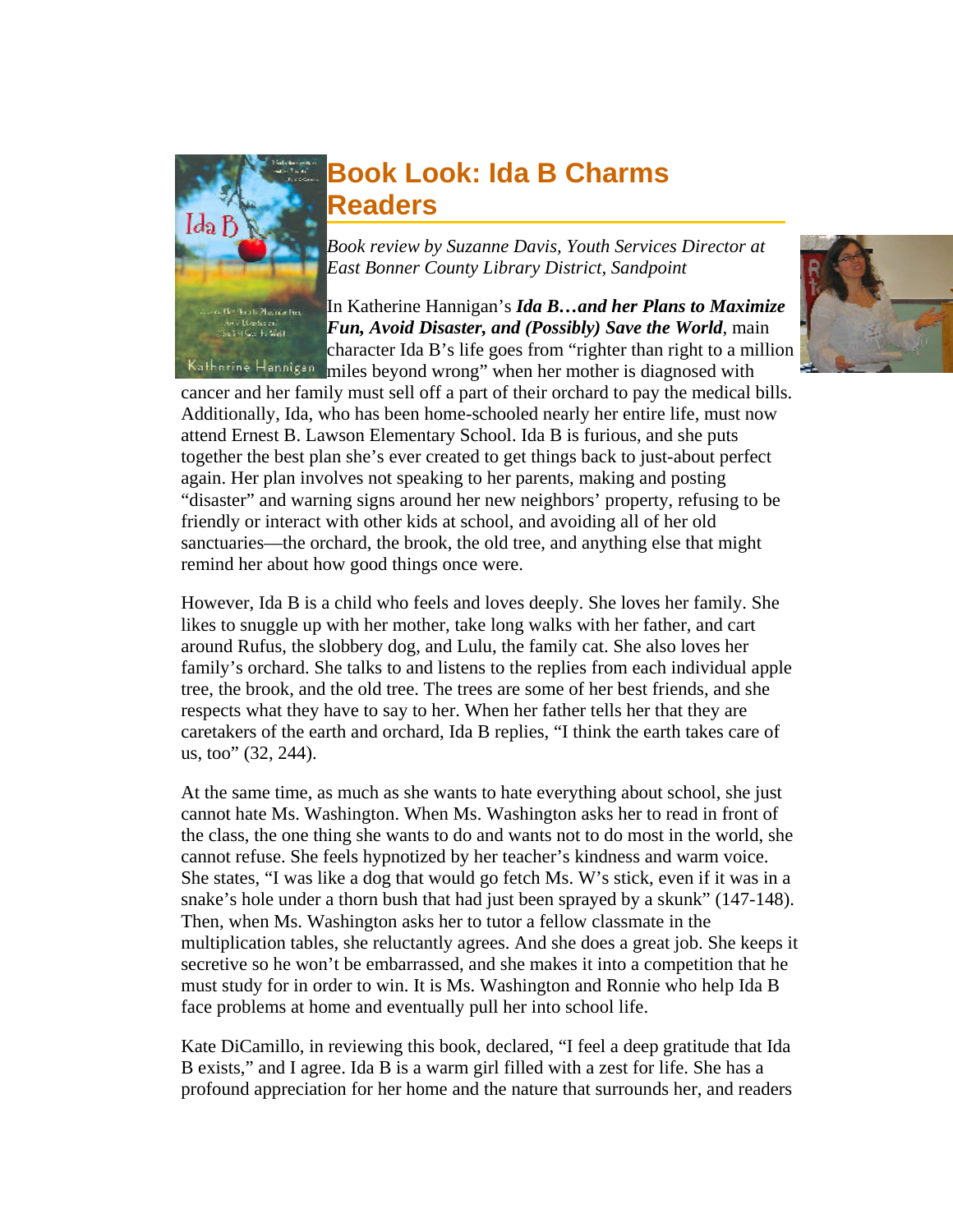# Book Look: Ida B Charms Readers

*Book review by Suzanne Davis, Youth Services Director at East Bonner County Library District, Sandpoint*

In Katherine Hannigan's ***Ida B…and her Plans to Maximize Fun, Avoid Disaster, and (Possibly) Save the World***, main character Ida B's life goes from "righter than right to a million miles beyond wrong" when her mother is diagnosed with cancer and her family must sell off a part of their orchard to pay the medical bills. Additionally, Ida, who has been home-schooled nearly her entire life, must now attend Ernest B. Lawson Elementary School. Ida B is furious, and she puts together the best plan she's ever created to get things back to just-about perfect again. Her plan involves not speaking to her parents, making and posting "disaster" and warning signs around her new neighbors' property, refusing to be friendly or interact with other kids at school, and avoiding all of her old sanctuaries—the orchard, the brook, the old tree, and anything else that might remind her about how good things once were.

However, Ida B is a child who feels and loves deeply. She loves her family. She likes to snuggle up with her mother, take long walks with her father, and cart around Rufus, the slobbery dog, and Lulu, the family cat. She also loves her family's orchard. She talks to and listens to the replies from each individual apple tree, the brook, and the old tree. The trees are some of her best friends, and she respects what they have to say to her. When her father tells her that they are caretakers of the earth and orchard, Ida B replies, "I think the earth takes care of us, too" (32, 244).

At the same time, as much as she wants to hate everything about school, she just cannot hate Ms. Washington. When Ms. Washington asks her to read in front of the class, the one thing she wants to do and wants not to do most in the world, she cannot refuse. She feels hypnotized by her teacher's kindness and warm voice. She states, "I was like a dog that would go fetch Ms. W's stick, even if it was in a snake's hole under a thorn bush that had just been sprayed by a skunk" (147-148). Then, when Ms. Washington asks her to tutor a fellow classmate in the multiplication tables, she reluctantly agrees. And she does a great job. She keeps it secretive so he won't be embarrassed, and she makes it into a competition that he must study for in order to win. It is Ms. Washington and Ronnie who help Ida B face problems at home and eventually pull her into school life.

Kate DiCamillo, in reviewing this book, declared, "I feel a deep gratitude that Ida B exists," and I agree. Ida B is a warm girl filled with a zest for life. She has a profound appreciation for her home and the nature that surrounds her, and readers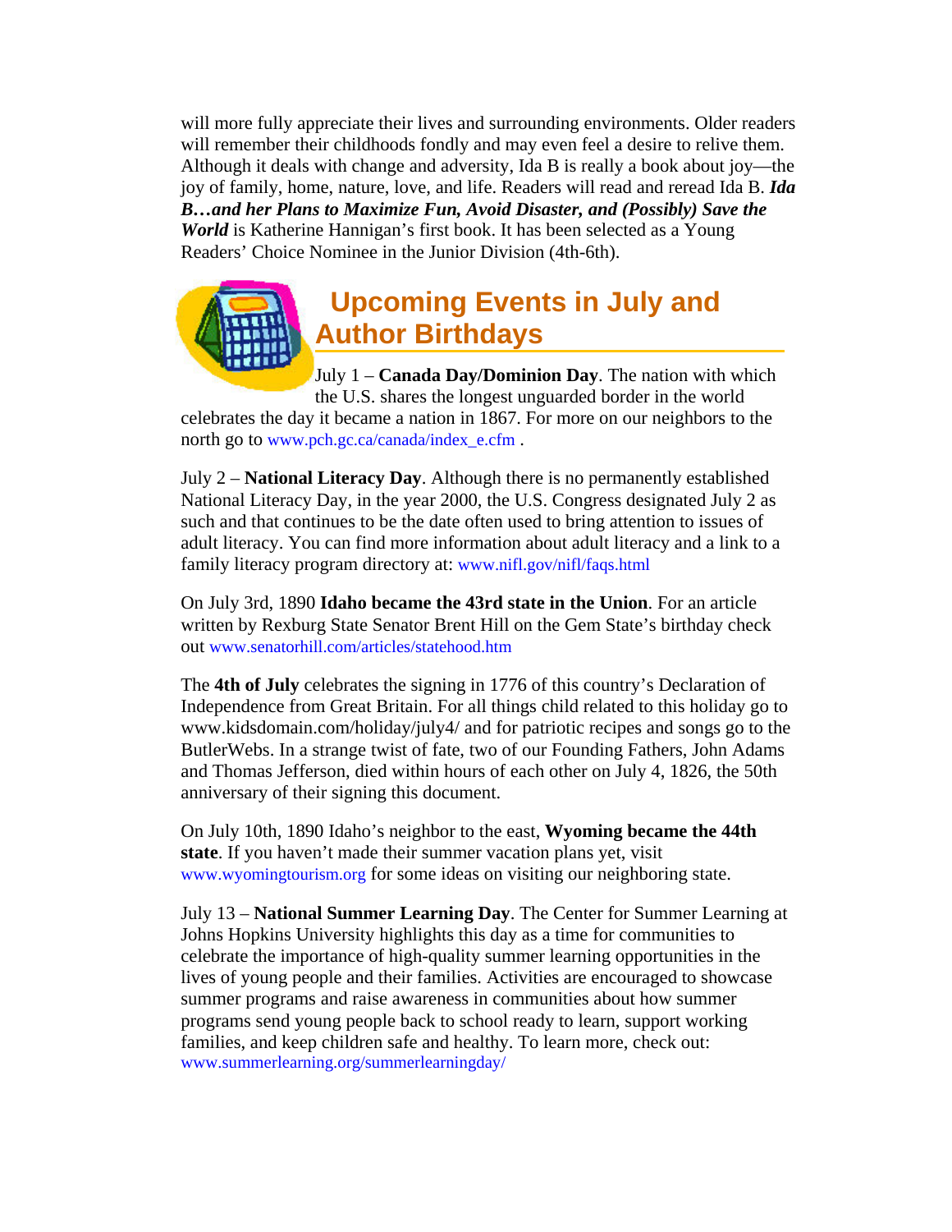will more fully appreciate their lives and surrounding environments. Older readers will remember their childhoods fondly and may even feel a desire to relive them. Although it deals with change and adversity, Ida B is really a book about joy—the joy of family, home, nature, love, and life. Readers will read and reread Ida B. ***Ida B…and her Plans to Maximize Fun, Avoid Disaster, and (Possibly) Save the World*** is Katherine Hannigan's first book. It has been selected as a Young Readers' Choice Nominee in the Junior Division (4th-6th).

## Upcoming Events in July and Author Birthdays

July 1 – **Canada Day/Dominion Day**. The nation with which the U.S. shares the longest unguarded border in the world celebrates the day it became a nation in 1867. For more on our neighbors to the north go to www.pch.gc.ca/canada/index_e.cfm .

July 2 – **National Literacy Day**. Although there is no permanently established National Literacy Day, in the year 2000, the U.S. Congress designated July 2 as such and that continues to be the date often used to bring attention to issues of adult literacy. You can find more information about adult literacy and a link to a family literacy program directory at: www.nifl.gov/nifl/faqs.html

On July 3rd, 1890 **Idaho became the 43rd state in the Union**. For an article written by Rexburg State Senator Brent Hill on the Gem State's birthday check out www.senatorhill.com/articles/statehood.htm

The **4th of July** celebrates the signing in 1776 of this country's Declaration of Independence from Great Britain. For all things child related to this holiday go to www.kidsdomain.com/holiday/july4/ and for patriotic recipes and songs go to the ButlerWebs. In a strange twist of fate, two of our Founding Fathers, John Adams and Thomas Jefferson, died within hours of each other on July 4, 1826, the 50th anniversary of their signing this document.

On July 10th, 1890 Idaho's neighbor to the east, **Wyoming became the 44th state**. If you haven't made their summer vacation plans yet, visit www.wyomingtourism.org for some ideas on visiting our neighboring state.

July 13 – **National Summer Learning Day**. The Center for Summer Learning at Johns Hopkins University highlights this day as a time for communities to celebrate the importance of high-quality summer learning opportunities in the lives of young people and their families. Activities are encouraged to showcase summer programs and raise awareness in communities about how summer programs send young people back to school ready to learn, support working families, and keep children safe and healthy. To learn more, check out: www.summerlearning.org/summerlearningday/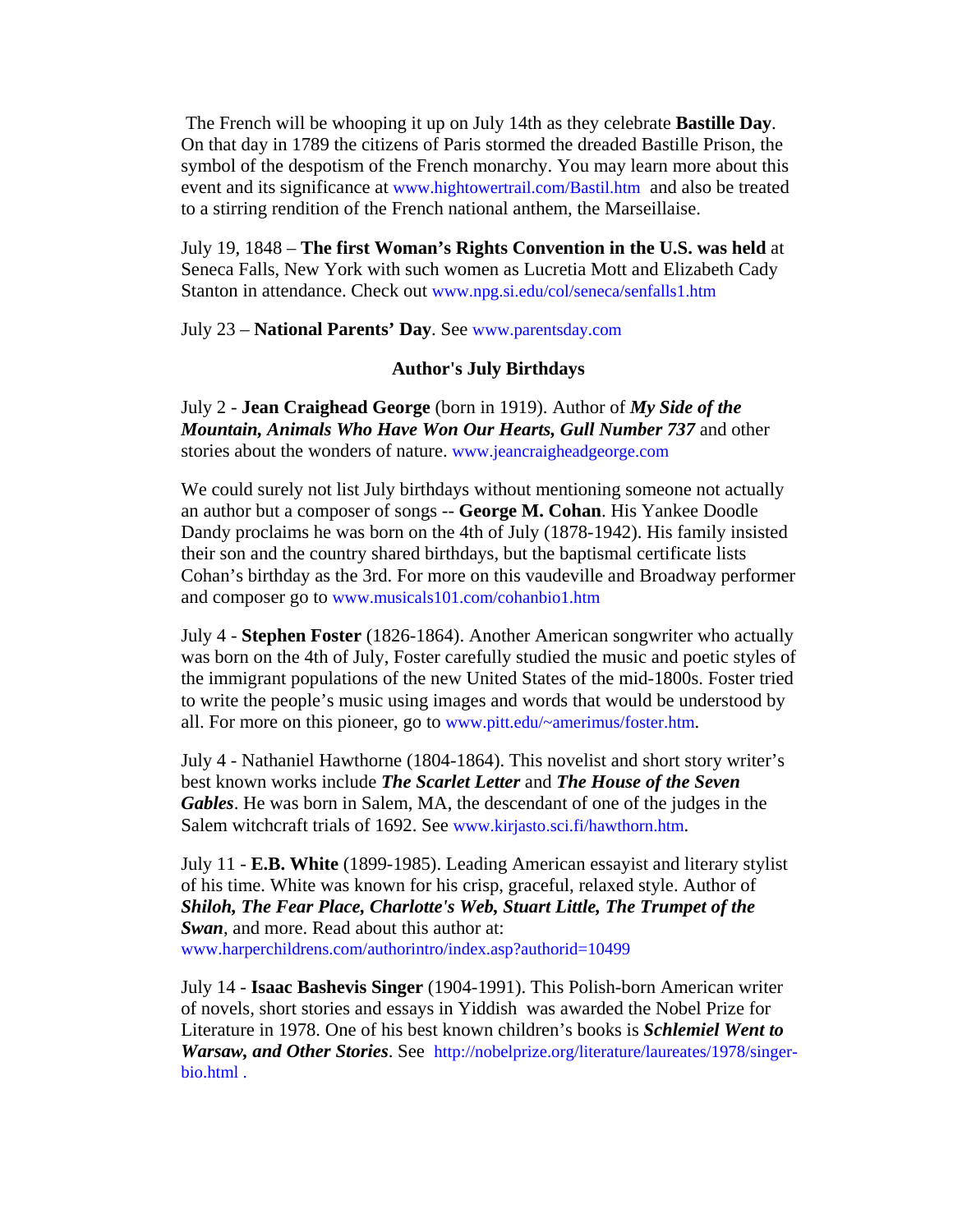The French will be whooping it up on July 14th as they celebrate **Bastille Day**. On that day in 1789 the citizens of Paris stormed the dreaded Bastille Prison, the symbol of the despotism of the French monarchy. You may learn more about this event and its significance at www.hightowertrail.com/Bastil.htm and also be treated to a stirring rendition of the French national anthem, the Marseillaise.

July 19, 1848 – **The first Woman's Rights Convention in the U.S. was held** at Seneca Falls, New York with such women as Lucretia Mott and Elizabeth Cady Stanton in attendance. Check out www.npg.si.edu/col/seneca/senfalls1.htm

July 23 – **National Parents' Day**. See www.parentsday.com

**Author's July Birthdays**

July 2 - **Jean Craighead George** (born in 1919). Author of ***My Side of the Mountain, Animals Who Have Won Our Hearts, Gull Number 737*** and other stories about the wonders of nature. www.jeancraigheadgeorge.com

We could surely not list July birthdays without mentioning someone not actually an author but a composer of songs -- **George M. Cohan**. His Yankee Doodle Dandy proclaims he was born on the 4th of July (1878-1942). His family insisted their son and the country shared birthdays, but the baptismal certificate lists Cohan's birthday as the 3rd. For more on this vaudeville and Broadway performer and composer go to www.musicals101.com/cohanbio1.htm

July 4 - **Stephen Foster** (1826-1864). Another American songwriter who actually was born on the 4th of July, Foster carefully studied the music and poetic styles of the immigrant populations of the new United States of the mid-1800s. Foster tried to write the people's music using images and words that would be understood by all. For more on this pioneer, go to www.pitt.edu/~amerimus/foster.htm.

July 4 - Nathaniel Hawthorne (1804-1864). This novelist and short story writer's best known works include ***The Scarlet Letter*** and ***The House of the Seven Gables***. He was born in Salem, MA, the descendant of one of the judges in the Salem witchcraft trials of 1692. See www.kirjasto.sci.fi/hawthorn.htm.

July 11 - **E.B. White** (1899-1985). Leading American essayist and literary stylist of his time. White was known for his crisp, graceful, relaxed style. Author of ***Shiloh, The Fear Place, Charlotte's Web, Stuart Little, The Trumpet of the Swan***, and more. Read about this author at: www.harperchildrens.com/authorintro/index.asp?authorid=10499

July 14 - **Isaac Bashevis Singer** (1904-1991). This Polish-born American writer of novels, short stories and essays in Yiddish was awarded the Nobel Prize for Literature in 1978. One of his best known children's books is ***Schlemiel Went to Warsaw, and Other Stories***. See http://nobelprize.org/literature/laureates/1978/singer-bio.html .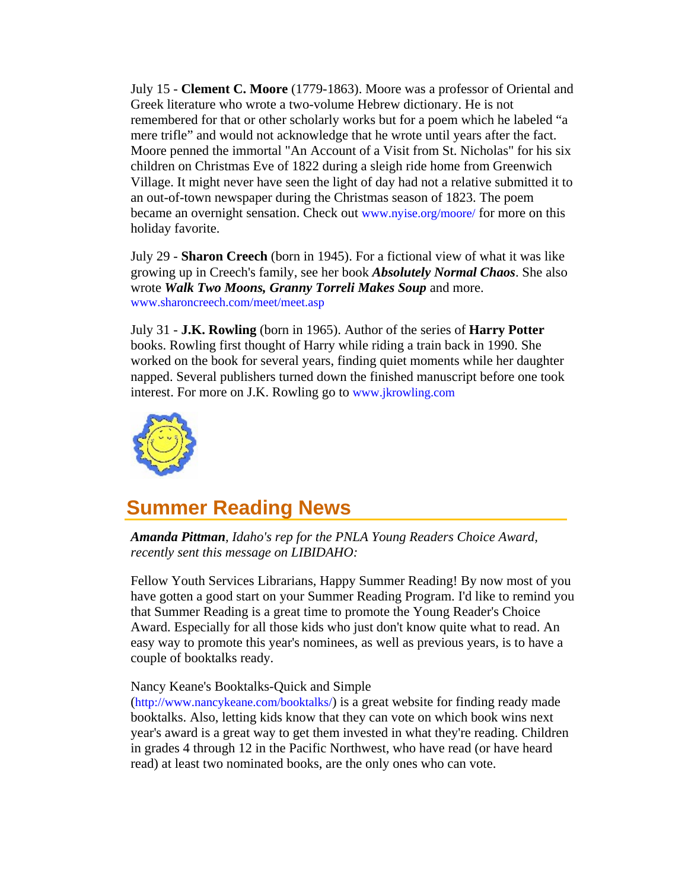July 15 - **Clement C. Moore** (1779-1863). Moore was a professor of Oriental and Greek literature who wrote a two-volume Hebrew dictionary. He is not remembered for that or other scholarly works but for a poem which he labeled "a mere trifle" and would not acknowledge that he wrote until years after the fact. Moore penned the immortal "An Account of a Visit from St. Nicholas" for his six children on Christmas Eve of 1822 during a sleigh ride home from Greenwich Village. It might never have seen the light of day had not a relative submitted it to an out-of-town newspaper during the Christmas season of 1823. The poem became an overnight sensation. Check out www.nyise.org/moore/ for more on this holiday favorite.

July 29 - **Sharon Creech** (born in 1945). For a fictional view of what it was like growing up in Creech's family, see her book ***Absolutely Normal Chaos***. She also wrote ***Walk Two Moons, Granny Torreli Makes Soup*** and more. www.sharoncreech.com/meet/meet.asp

July 31 - **J.K. Rowling** (born in 1965). Author of the series of **Harry Potter** books. Rowling first thought of Harry while riding a train back in 1990. She worked on the book for several years, finding quiet moments while her daughter napped. Several publishers turned down the finished manuscript before one took interest. For more on J.K. Rowling go to www.jkrowling.com

## Summer Reading News

***Amanda Pittman****, Idaho's rep for the PNLA Young Readers Choice Award, recently sent this message on LIBIDAHO:*

Fellow Youth Services Librarians, Happy Summer Reading! By now most of you have gotten a good start on your Summer Reading Program. I'd like to remind you that Summer Reading is a great time to promote the Young Reader's Choice Award. Especially for all those kids who just don't know quite what to read. An easy way to promote this year's nominees, as well as previous years, is to have a couple of booktalks ready.

Nancy Keane's Booktalks-Quick and Simple (http://www.nancykeane.com/booktalks/) is a great website for finding ready made booktalks. Also, letting kids know that they can vote on which book wins next year's award is a great way to get them invested in what they're reading. Children in grades 4 through 12 in the Pacific Northwest, who have read (or have heard read) at least two nominated books, are the only ones who can vote.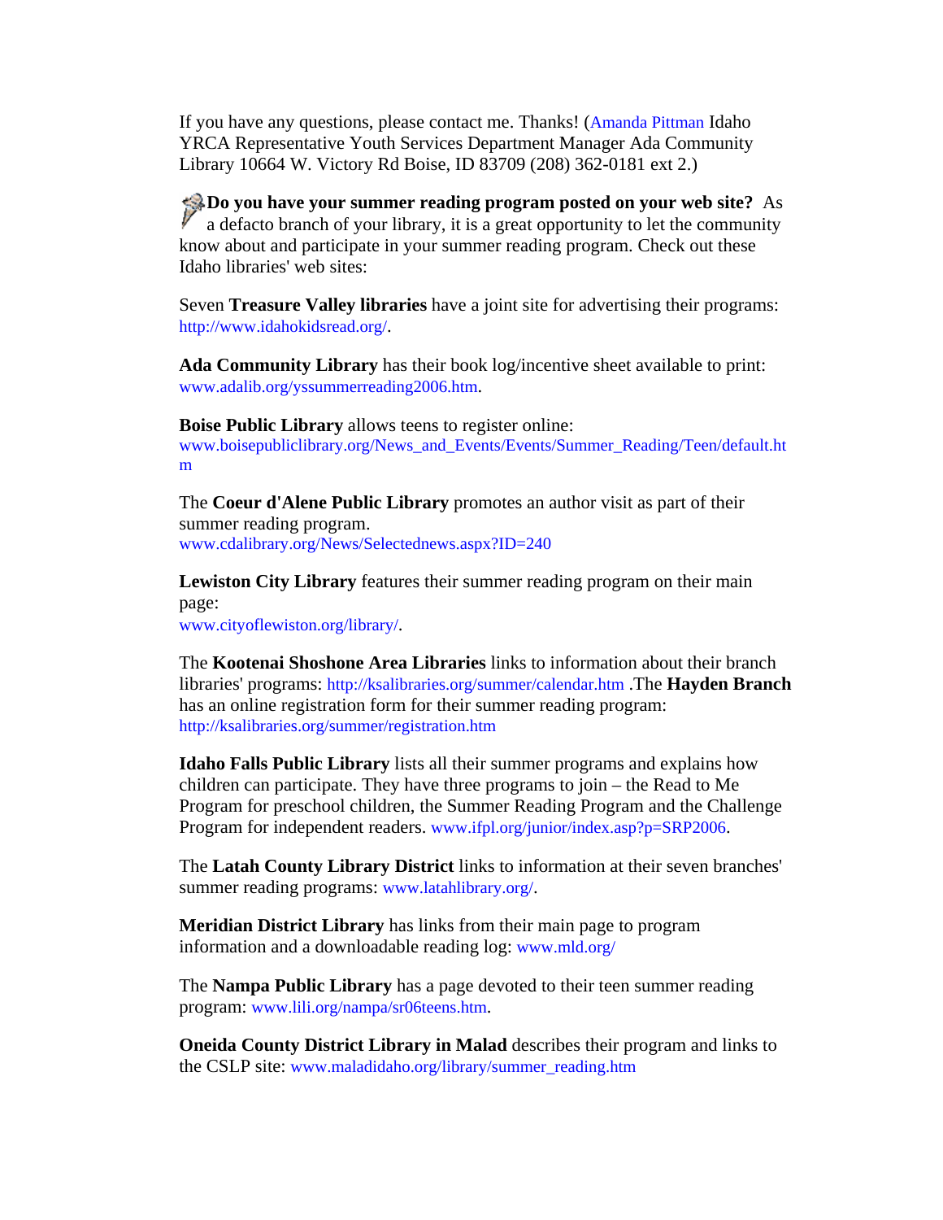If you have any questions, please contact me. Thanks! (Amanda Pittman Idaho YRCA Representative Youth Services Department Manager Ada Community Library 10664 W. Victory Rd Boise, ID 83709 (208) 362-0181 ext 2.)

**Do you have your summer reading program posted on your web site?** As a defacto branch of your library, it is a great opportunity to let the community know about and participate in your summer reading program. Check out these Idaho libraries' web sites:

Seven **Treasure Valley libraries** have a joint site for advertising their programs: http://www.idahokidsread.org/.

**Ada Community Library** has their book log/incentive sheet available to print: www.adalib.org/yssummerreading2006.htm.

**Boise Public Library** allows teens to register online: www.boisepubliclibrary.org/News_and_Events/Events/Summer_Reading/Teen/default.htm

The **Coeur d'Alene Public Library** promotes an author visit as part of their summer reading program. www.cdalibrary.org/News/Selectednews.aspx?ID=240

**Lewiston City Library** features their summer reading program on their main page: www.cityoflewiston.org/library/.

The **Kootenai Shoshone Area Libraries** links to information about their branch libraries' programs: http://ksalibraries.org/summer/calendar.htm .The **Hayden Branch** has an online registration form for their summer reading program: http://ksalibraries.org/summer/registration.htm

**Idaho Falls Public Library** lists all their summer programs and explains how children can participate. They have three programs to join – the Read to Me Program for preschool children, the Summer Reading Program and the Challenge Program for independent readers. www.ifpl.org/junior/index.asp?p=SRP2006.

The **Latah County Library District** links to information at their seven branches' summer reading programs: www.latahlibrary.org/.

**Meridian District Library** has links from their main page to program information and a downloadable reading log: www.mld.org/

The **Nampa Public Library** has a page devoted to their teen summer reading program: www.lili.org/nampa/sr06teens.htm.

**Oneida County District Library in Malad** describes their program and links to the CSLP site: www.maladidaho.org/library/summer_reading.htm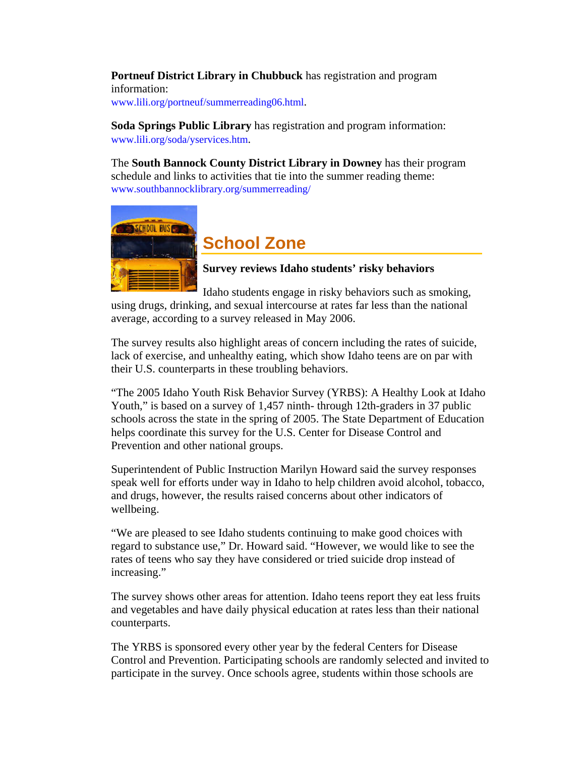**Portneuf District Library in Chubbuck** has registration and program information:
www.lili.org/portneuf/summerreading06.html.

**Soda Springs Public Library** has registration and program information:
www.lili.org/soda/yservices.htm.

The **South Bannock County District Library in Downey** has their program schedule and links to activities that tie into the summer reading theme:
www.southbannocklibrary.org/summerreading/

## School Zone

**Survey reviews Idaho students' risky behaviors**

Idaho students engage in risky behaviors such as smoking, using drugs, drinking, and sexual intercourse at rates far less than the national average, according to a survey released in May 2006.

The survey results also highlight areas of concern including the rates of suicide, lack of exercise, and unhealthy eating, which show Idaho teens are on par with their U.S. counterparts in these troubling behaviors.

"The 2005 Idaho Youth Risk Behavior Survey (YRBS): A Healthy Look at Idaho Youth," is based on a survey of 1,457 ninth- through 12th-graders in 37 public schools across the state in the spring of 2005. The State Department of Education helps coordinate this survey for the U.S. Center for Disease Control and Prevention and other national groups.

Superintendent of Public Instruction Marilyn Howard said the survey responses speak well for efforts under way in Idaho to help children avoid alcohol, tobacco, and drugs, however, the results raised concerns about other indicators of wellbeing.

"We are pleased to see Idaho students continuing to make good choices with regard to substance use," Dr. Howard said. "However, we would like to see the rates of teens who say they have considered or tried suicide drop instead of increasing."

The survey shows other areas for attention. Idaho teens report they eat less fruits and vegetables and have daily physical education at rates less than their national counterparts.

The YRBS is sponsored every other year by the federal Centers for Disease Control and Prevention. Participating schools are randomly selected and invited to participate in the survey. Once schools agree, students within those schools are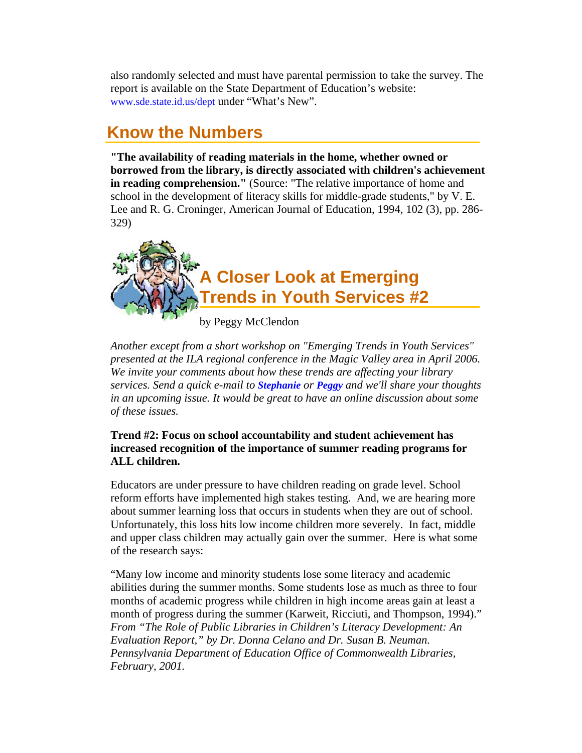also randomly selected and must have parental permission to take the survey. The report is available on the State Department of Education's website: www.sde.state.id.us/dept under "What's New".

## Know the Numbers

**"The availability of reading materials in the home, whether owned or borrowed from the library, is directly associated with children's achievement in reading comprehension."** (Source: "The relative importance of home and school in the development of literacy skills for middle-grade students," by V. E. Lee and R. G. Croninger, American Journal of Education, 1994, 102 (3), pp. 286-329)

## A Closer Look at Emerging Trends in Youth Services #2

by Peggy McClendon

*Another except from a short workshop on "Emerging Trends in Youth Services" presented at the ILA regional conference in the Magic Valley area in April 2006. We invite your comments about how these trends are affecting your library services. Send a quick e-mail to* ***Stephanie*** *or* ***Peggy*** *and we'll share your thoughts in an upcoming issue. It would be great to have an online discussion about some of these issues.*

**Trend #2: Focus on school accountability and student achievement has increased recognition of the importance of summer reading programs for ALL children.**

Educators are under pressure to have children reading on grade level. School reform efforts have implemented high stakes testing. And, we are hearing more about summer learning loss that occurs in students when they are out of school. Unfortunately, this loss hits low income children more severely. In fact, middle and upper class children may actually gain over the summer. Here is what some of the research says:

"Many low income and minority students lose some literacy and academic abilities during the summer months. Some students lose as much as three to four months of academic progress while children in high income areas gain at least a month of progress during the summer (Karweit, Ricciuti, and Thompson, 1994)." *From "The Role of Public Libraries in Children's Literacy Development: An Evaluation Report," by Dr. Donna Celano and Dr. Susan B. Neuman. Pennsylvania Department of Education Office of Commonwealth Libraries, February, 2001.*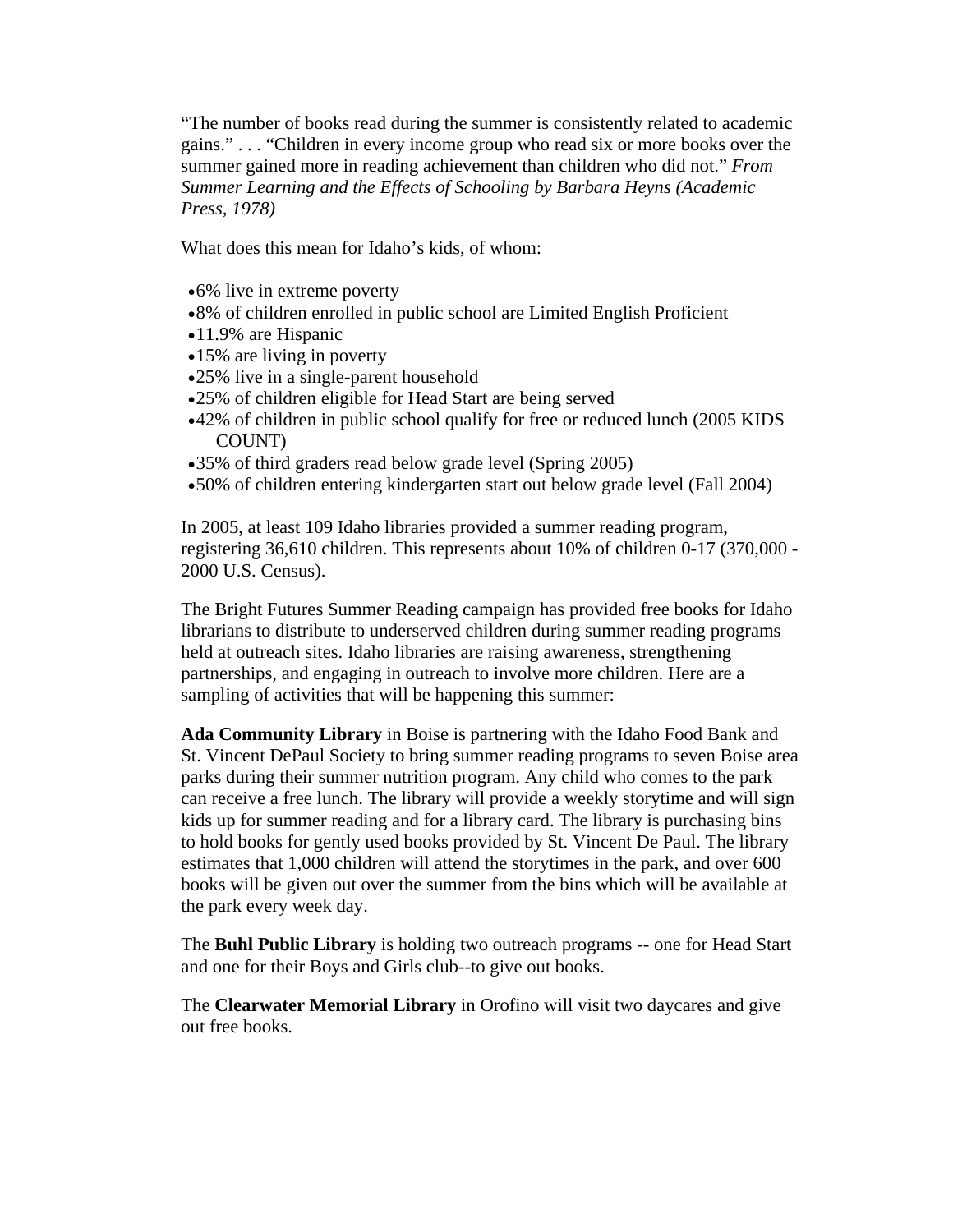"The number of books read during the summer is consistently related to academic gains." . . . "Children in every income group who read six or more books over the summer gained more in reading achievement than children who did not." *From Summer Learning and the Effects of Schooling by Barbara Heyns (Academic Press, 1978)*

What does this mean for Idaho's kids, of whom:

- 6% live in extreme poverty
- 8% of children enrolled in public school are Limited English Proficient
- 11.9% are Hispanic
- 15% are living in poverty
- 25% live in a single-parent household
- 25% of children eligible for Head Start are being served
- 42% of children in public school qualify for free or reduced lunch (2005 KIDS COUNT)
- 35% of third graders read below grade level (Spring 2005)
- 50% of children entering kindergarten start out below grade level (Fall 2004)

In 2005, at least 109 Idaho libraries provided a summer reading program, registering 36,610 children. This represents about 10% of children 0-17 (370,000 - 2000 U.S. Census).

The Bright Futures Summer Reading campaign has provided free books for Idaho librarians to distribute to underserved children during summer reading programs held at outreach sites. Idaho libraries are raising awareness, strengthening partnerships, and engaging in outreach to involve more children. Here are a sampling of activities that will be happening this summer:

**Ada Community Library** in Boise is partnering with the Idaho Food Bank and St. Vincent DePaul Society to bring summer reading programs to seven Boise area parks during their summer nutrition program. Any child who comes to the park can receive a free lunch. The library will provide a weekly storytime and will sign kids up for summer reading and for a library card. The library is purchasing bins to hold books for gently used books provided by St. Vincent De Paul. The library estimates that 1,000 children will attend the storytimes in the park, and over 600 books will be given out over the summer from the bins which will be available at the park every week day.

The **Buhl Public Library** is holding two outreach programs -- one for Head Start and one for their Boys and Girls club--to give out books.

The **Clearwater Memorial Library** in Orofino will visit two daycares and give out free books.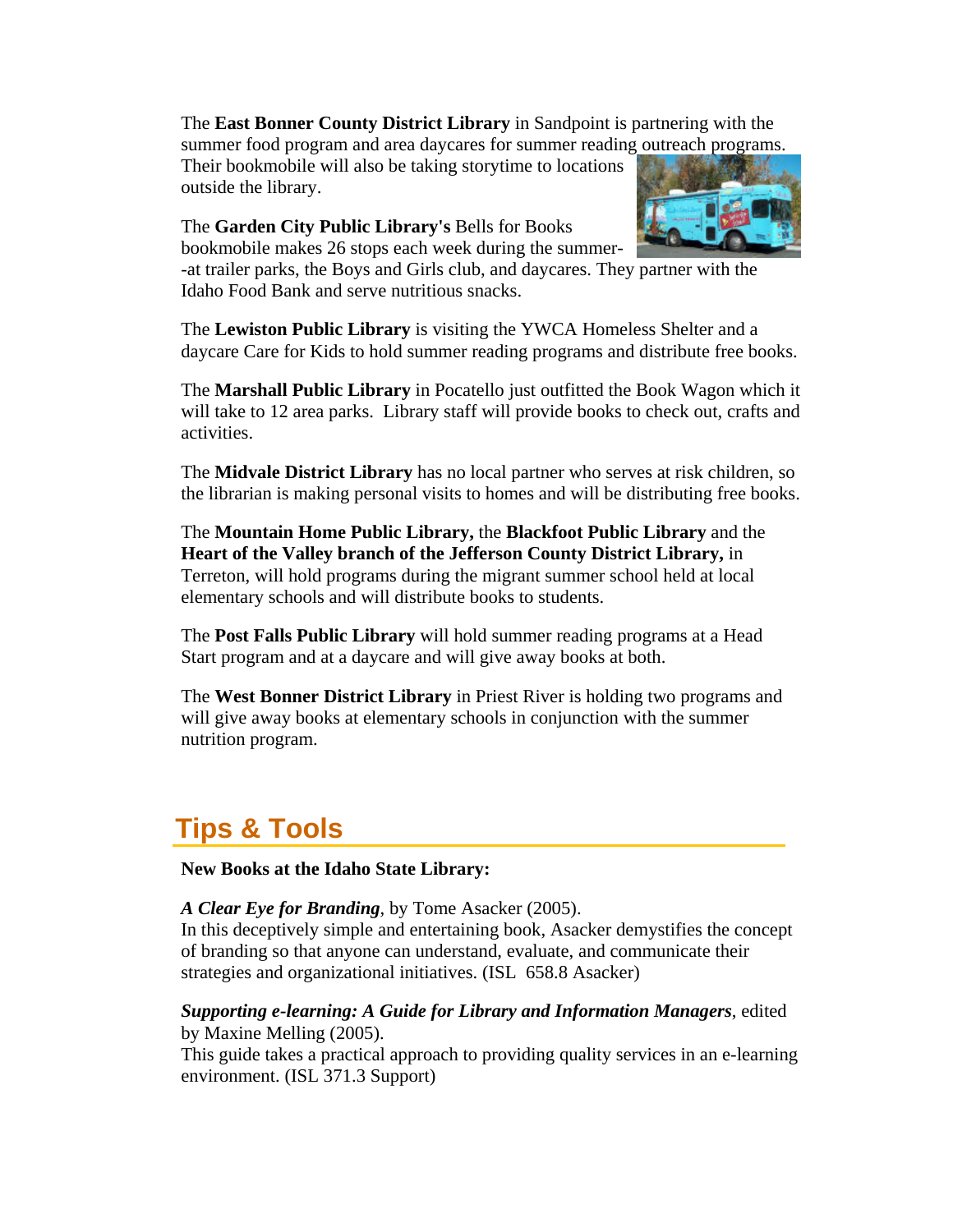The **East Bonner County District Library** in Sandpoint is partnering with the summer food program and area daycares for summer reading outreach programs. Their bookmobile will also be taking storytime to locations outside the library.

The **Garden City Public Library's** Bells for Books bookmobile makes 26 stops each week during the summer--at trailer parks, the Boys and Girls club, and daycares. They partner with the Idaho Food Bank and serve nutritious snacks.

The **Lewiston Public Library** is visiting the YWCA Homeless Shelter and a daycare Care for Kids to hold summer reading programs and distribute free books.

The **Marshall Public Library** in Pocatello just outfitted the Book Wagon which it will take to 12 area parks. Library staff will provide books to check out, crafts and activities.

The **Midvale District Library** has no local partner who serves at risk children, so the librarian is making personal visits to homes and will be distributing free books.

The **Mountain Home Public Library,** the **Blackfoot Public Library** and the **Heart of the Valley branch of the Jefferson County District Library,** in Terreton, will hold programs during the migrant summer school held at local elementary schools and will distribute books to students.

The **Post Falls Public Library** will hold summer reading programs at a Head Start program and at a daycare and will give away books at both.

The **West Bonner District Library** in Priest River is holding two programs and will give away books at elementary schools in conjunction with the summer nutrition program.

## Tips & Tools

**New Books at the Idaho State Library:**

***A Clear Eye for Branding***, by Tome Asacker (2005).
In this deceptively simple and entertaining book, Asacker demystifies the concept of branding so that anyone can understand, evaluate, and communicate their strategies and organizational initiatives. (ISL 658.8 Asacker)

***Supporting e-learning: A Guide for Library and Information Managers***, edited by Maxine Melling (2005).
This guide takes a practical approach to providing quality services in an e-learning environment. (ISL 371.3 Support)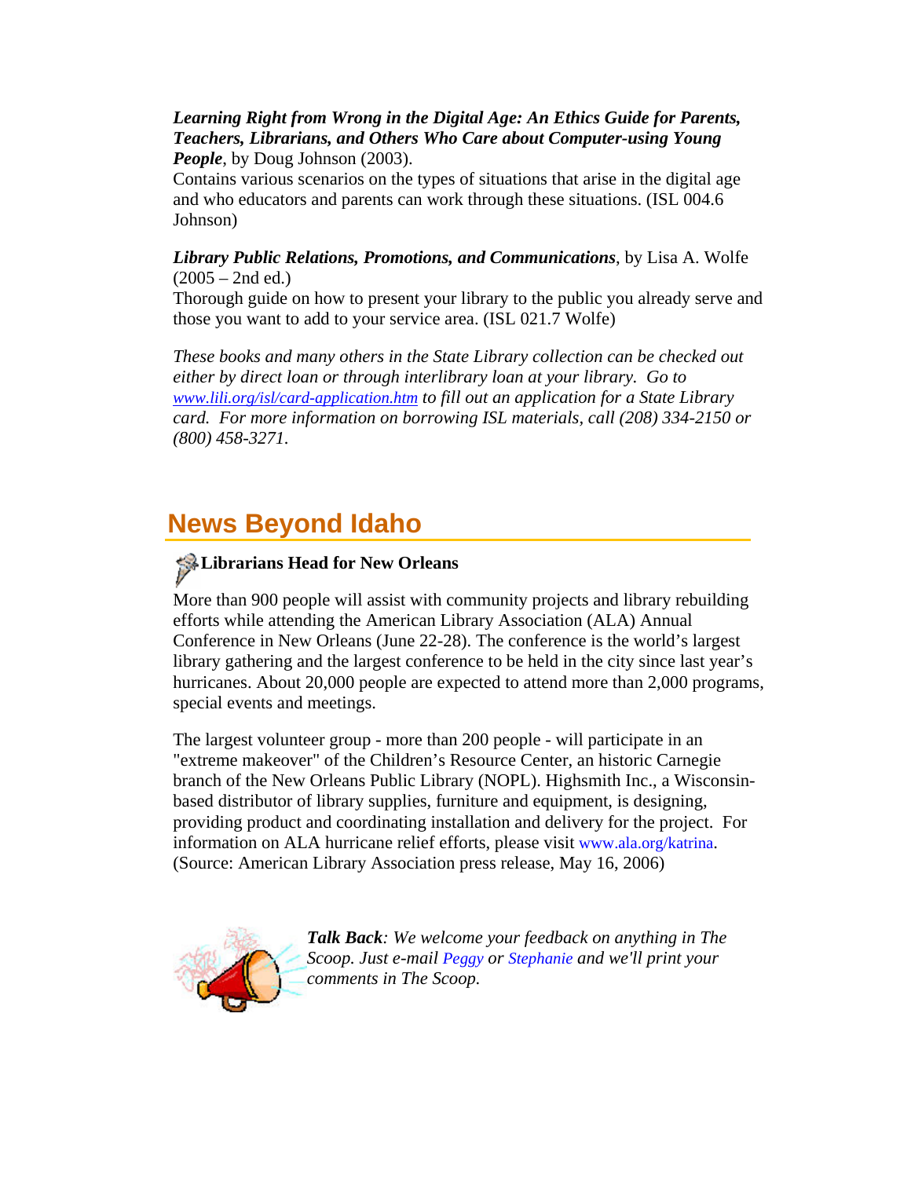***Learning Right from Wrong in the Digital Age: An Ethics Guide for Parents, Teachers, Librarians, and Others Who Care about Computer-using Young People***, by Doug Johnson (2003).
Contains various scenarios on the types of situations that arise in the digital age and who educators and parents can work through these situations. (ISL 004.6 Johnson)

***Library Public Relations, Promotions, and Communications***, by Lisa A. Wolfe (2005 – 2nd ed.)
Thorough guide on how to present your library to the public you already serve and those you want to add to your service area. (ISL 021.7 Wolfe)

*These books and many others in the State Library collection can be checked out either by direct loan or through interlibrary loan at your library. Go to [www.lili.org/isl/card-application.htm](www.lili.org/isl/card-application.htm) to fill out an application for a State Library card. For more information on borrowing ISL materials, call (208) 334-2150 or (800) 458-3271.*

## News Beyond Idaho

**Librarians Head for New Orleans**

More than 900 people will assist with community projects and library rebuilding efforts while attending the American Library Association (ALA) Annual Conference in New Orleans (June 22-28). The conference is the world's largest library gathering and the largest conference to be held in the city since last year's hurricanes. About 20,000 people are expected to attend more than 2,000 programs, special events and meetings.

The largest volunteer group - more than 200 people - will participate in an "extreme makeover" of the Children's Resource Center, an historic Carnegie branch of the New Orleans Public Library (NOPL). Highsmith Inc., a Wisconsin-based distributor of library supplies, furniture and equipment, is designing, providing product and coordinating installation and delivery for the project. For information on ALA hurricane relief efforts, please visit www.ala.org/katrina. (Source: American Library Association press release, May 16, 2006)

***Talk Back****: We welcome your feedback on anything in The Scoop. Just e-mail Peggy or Stephanie and we'll print your comments in The Scoop.*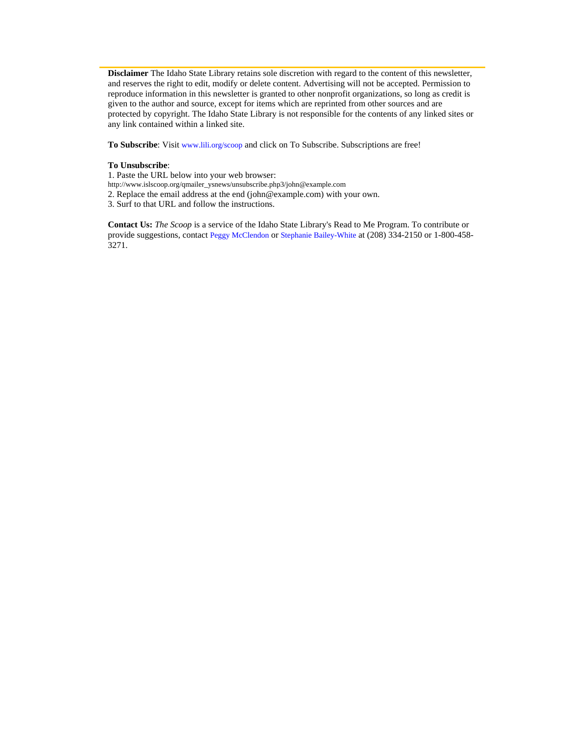**Disclaimer** The Idaho State Library retains sole discretion with regard to the content of this newsletter, and reserves the right to edit, modify or delete content. Advertising will not be accepted. Permission to reproduce information in this newsletter is granted to other nonprofit organizations, so long as credit is given to the author and source, except for items which are reprinted from other sources and are protected by copyright. The Idaho State Library is not responsible for the contents of any linked sites or any link contained within a linked site.

**To Subscribe**: Visit www.lili.org/scoop and click on To Subscribe. Subscriptions are free!

**To Unsubscribe**:

1. Paste the URL below into your web browser:
http://www.islscoop.org/qmailer_ysnews/unsubscribe.php3/john@example.com
2. Replace the email address at the end (john@example.com) with your own.
3. Surf to that URL and follow the instructions.

**Contact Us:** *The Scoop* is a service of the Idaho State Library's Read to Me Program. To contribute or provide suggestions, contact Peggy McClendon or Stephanie Bailey-White at (208) 334-2150 or 1-800-458-3271.